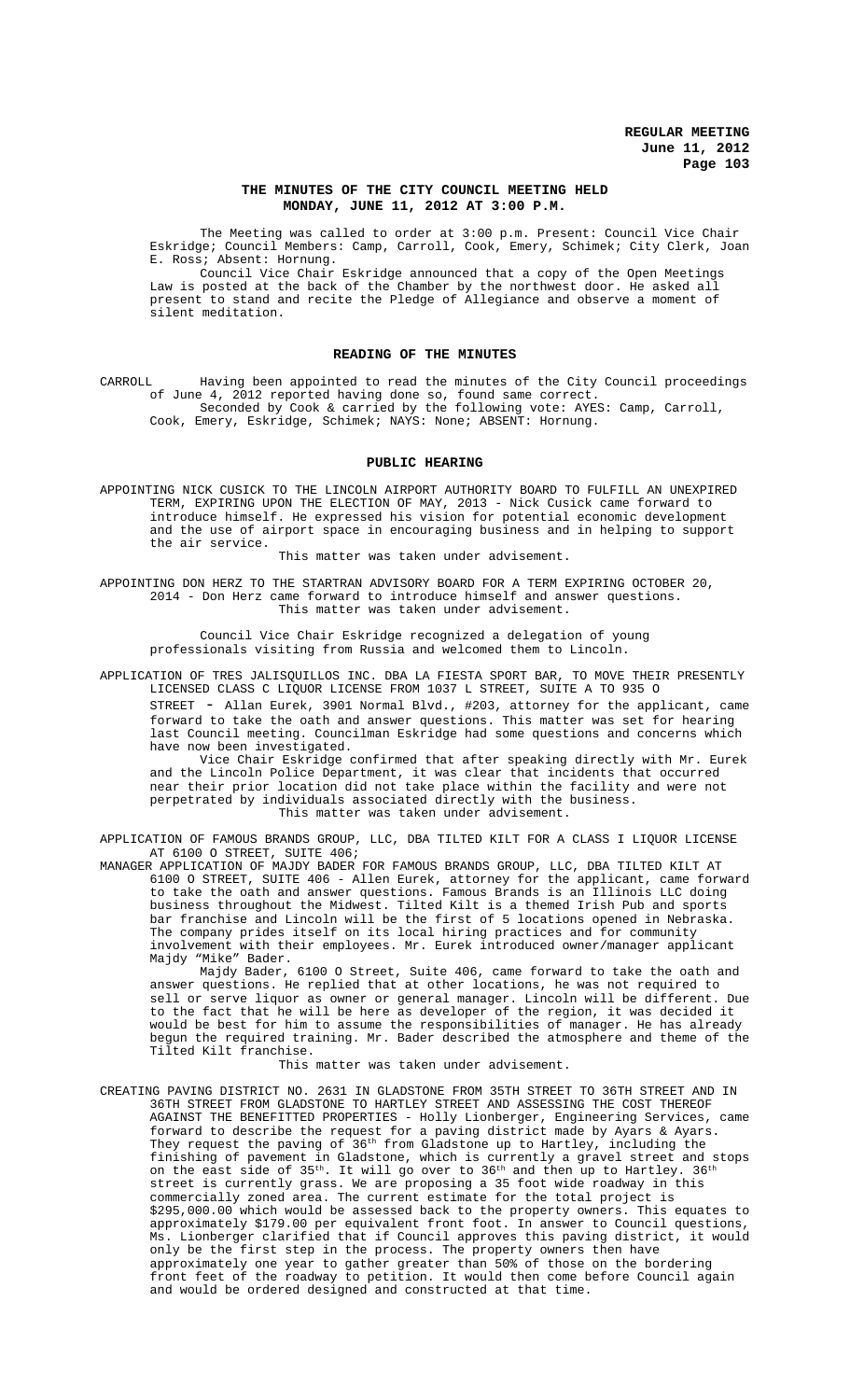# THE MINUTES OF THE CITY COUNCIL MEETING HELD MONDAY, JUNE 11, 2012 AT 3:00 P.M.

The Meeting was called to order at 3:00 p.m. Present: Council Vice Chair Eskridge; Council Members: Camp, Carroll, Cook, Emery, Schimek; City Clerk, Joan E. Ross; Absent: Hornung.

Council Vice Chair Eskridge announced that a copy of the Open Meetings Law is posted at the back of the Chamber by the northwest door. He asked all present to stand and recite the Pledge of Allegiance and observe a moment of silent meditation.

## READING OF THE MINUTES

CARROLL Having been appointed to read the minutes of the City Council proceedings of June 4, 2012 reported having done so, found same correct.

Seconded by Cook & carried by the following vote: AYES: Camp, Carroll, Cook, Emery, Eskridge, Schimek; NAYS: None; ABSENT: Hornung.

## PUBLIC HEARING

APPOINTING NICK CUSICK TO THE LINCOLN AIRPORT AUTHORITY BOARD TO FULFILL AN UNEXPIRED TERM, EXPIRING UPON THE ELECTION OF MAY, 2013 - Nick Cusick came forward to introduce himself. He expressed his vision for potential economic development and the use of airport space in encouraging business and in helping to support the air service.

This matter was taken under advisement.

APPOINTING DON HERZ TO THE STARTRAN ADVISORY BOARD FOR A TERM EXPIRING OCTOBER 20, 2014 - Don Herz came forward to introduce himself and answer questions.

This matter was taken under advisement.

Council Vice Chair Eskridge recognized a delegation of young professionals visiting from Russia and welcomed them to Lincoln.

APPLICATION OF TRES JALISQUILLOS INC. DBA LA FIESTA SPORT BAR, TO MOVE THEIR PRESENTLY LICENSED CLASS C LIQUOR LICENSE FROM 1037 L STREET, SUITE A TO 935 O STREET - Allan Eurek, 3901 Normal Blvd., #203, attorney for the applicant, came forward to take the oath and answer questions. This matter was set for hearing last Council meeting. Councilman Eskridge had some questions and concerns which have now been investigated.

Vice Chair Eskridge confirmed that after speaking directly with Mr. Eurek and the Lincoln Police Department, it was clear that incidents that occurred near their prior location did not take place within the facility and were not perpetrated by individuals associated directly with the business.

This matter was taken under advisement.

APPLICATION OF FAMOUS BRANDS GROUP, LLC, DBA TILTED KILT FOR A CLASS I LIQUOR LICENSE AT 6100 O STREET, SUITE 406;

MANAGER APPLICATION OF MAJDY BADER FOR FAMOUS BRANDS GROUP, LLC, DBA TILTED KILT AT 6100 O STREET, SUITE 406 - Allen Eurek, attorney for the applicant, came forward to take the oath and answer questions. Famous Brands is an Illinois LLC doing business throughout the Midwest. Tilted Kilt is a themed Irish Pub and sports bar franchise and Lincoln will be the first of 5 locations opened in Nebraska. The company prides itself on its local hiring practices and for community involvement with their employees. Mr. Eurek introduced owner/manager applicant Majdy "Mike" Bader.

Majdy Bader, 6100 O Street, Suite 406, came forward to take the oath and answer questions. He replied that at other locations, he was not required to sell or serve liquor as owner or general manager. Lincoln will be different. Due to the fact that he will be here as developer of the region, it was decided it would be best for him to assume the responsibilities of manager. He has already begun the required training. Mr. Bader described the atmosphere and theme of the Tilted Kilt franchise.

This matter was taken under advisement.

CREATING PAVING DISTRICT NO. 2631 IN GLADSTONE FROM 35TH STREET TO 36TH STREET AND IN 36TH STREET FROM GLADSTONE TO HARTLEY STREET AND ASSESSING THE COST THEREOF AGAINST THE BENEFITTED PROPERTIES - Holly Lionberger, Engineering Services, came forward to describe the request for a paving district made by Ayars & Ayars. They request the paving of 36th from Gladstone up to Hartley, including the finishing of pavement in Gladstone, which is currently a gravel street and stops on the east side of 35th. It will go over to 36th and then up to Hartley. 36th street is currently grass. We are proposing a 35 foot wide roadway in this commercially zoned area. The current estimate for the total project is $295,000.00 which would be assessed back to the property owners. This equates to approximately $179.00 per equivalent front foot. In answer to Council questions, Ms. Lionberger clarified that if Council approves this paving district, it would only be the first step in the process. The property owners then have approximately one year to gather greater than 50% of those on the bordering front feet of the roadway to petition. It would then come before Council again and would be ordered designed and constructed at that time.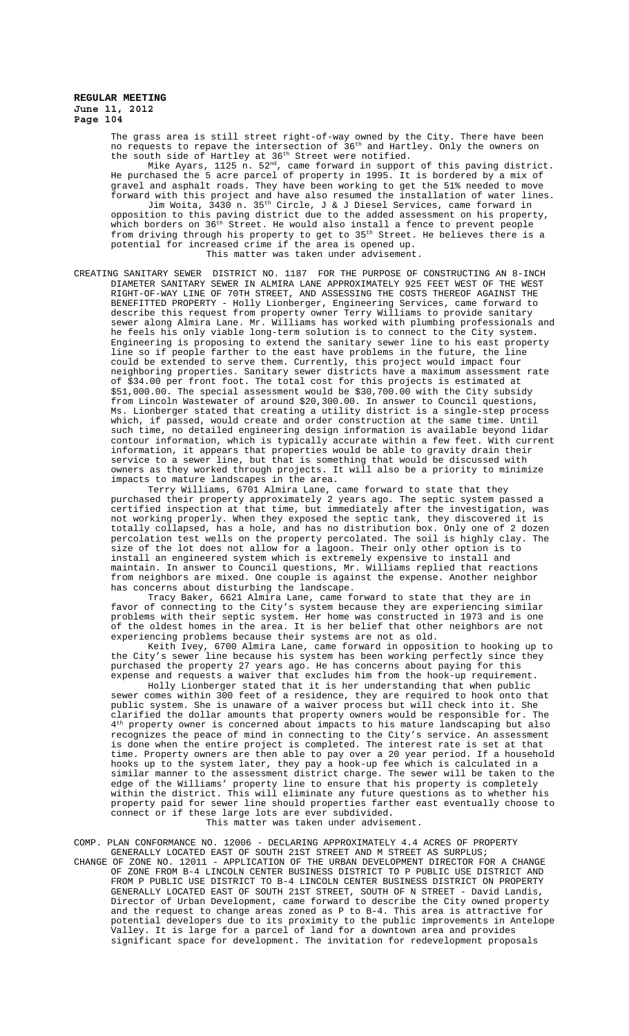The grass area is still street right-of-way owned by the City. There have been no requests to repave the intersection of 36th and Hartley. Only the owners on the south side of Hartley at 36th Street were notified.

Mike Ayars, 1125 n. 52nd, came forward in support of this paving district. He purchased the 5 acre parcel of property in 1995. It is bordered by a mix of gravel and asphalt roads. They have been working to get the 51% needed to move forward with this project and have also resumed the installation of water lines.

Jim Woita, 3430 n. 35th Circle, J & J Diesel Services, came forward in opposition to this paving district due to the added assessment on his property, which borders on 36th Street. He would also install a fence to prevent people from driving through his property to get to 35th Street. He believes there is a potential for increased crime if the area is opened up.

This matter was taken under advisement.

CREATING SANITARY SEWER DISTRICT NO. 1187 FOR THE PURPOSE OF CONSTRUCTING AN 8-INCH DIAMETER SANITARY SEWER IN ALMIRA LANE APPROXIMATELY 925 FEET WEST OF THE WEST RIGHT-OF-WAY LINE OF 70TH STREET, AND ASSESSING THE COSTS THEREOF AGAINST THE BENEFITTED PROPERTY - Holly Lionberger, Engineering Services, came forward to describe this request from property owner Terry Williams to provide sanitary sewer along Almira Lane. Mr. Williams has worked with plumbing professionals and he feels his only viable long-term solution is to connect to the City system. Engineering is proposing to extend the sanitary sewer line to his east property line so if people farther to the east have problems in the future, the line could be extended to serve them. Currently, this project would impact four neighboring properties. Sanitary sewer districts have a maximum assessment rate of $34.00 per front foot. The total cost for this projects is estimated at $51,000.00. The special assessment would be $30,700.00 with the City subsidy from Lincoln Wastewater of around $20,300.00. In answer to Council questions, Ms. Lionberger stated that creating a utility district is a single-step process which, if passed, would create and order construction at the same time. Until such time, no detailed engineering design information is available beyond lidar contour information, which is typically accurate within a few feet. With current information, it appears that properties would be able to gravity drain their service to a sewer line, but that is something that would be discussed with owners as they worked through projects. It will also be a priority to minimize impacts to mature landscapes in the area.

Terry Williams, 6701 Almira Lane, came forward to state that they purchased their property approximately 2 years ago. The septic system passed a certified inspection at that time, but immediately after the investigation, was not working properly. When they exposed the septic tank, they discovered it is totally collapsed, has a hole, and has no distribution box. Only one of 2 dozen percolation test wells on the property percolated. The soil is highly clay. The size of the lot does not allow for a lagoon. Their only other option is to install an engineered system which is extremely expensive to install and maintain. In answer to Council questions, Mr. Williams replied that reactions from neighbors are mixed. One couple is against the expense. Another neighbor has concerns about disturbing the landscape.

Tracy Baker, 6621 Almira Lane, came forward to state that they are in favor of connecting to the City's system because they are experiencing similar problems with their septic system. Her home was constructed in 1973 and is one of the oldest homes in the area. It is her belief that other neighbors are not experiencing problems because their systems are not as old.

Keith Ivey, 6700 Almira Lane, came forward in opposition to hooking up to the City's sewer line because his system has been working perfectly since they purchased the property 27 years ago. He has concerns about paying for this expense and requests a waiver that excludes him from the hook-up requirement.

Holly Lionberger stated that it is her understanding that when public sewer comes within 300 feet of a residence, they are required to hook onto that public system. She is unaware of a waiver process but will check into it. She clarified the dollar amounts that property owners would be responsible for. The 4th property owner is concerned about impacts to his mature landscaping but also recognizes the peace of mind in connecting to the City's service. An assessment is done when the entire project is completed. The interest rate is set at that time. Property owners are then able to pay over a 20 year period. If a household hooks up to the system later, they pay a hook-up fee which is calculated in a similar manner to the assessment district charge. The sewer will be taken to the edge of the Williams' property line to ensure that his property is completely within the district. This will eliminate any future questions as to whether his property paid for sewer line should properties farther east eventually choose to connect or if these large lots are ever subdivided.

This matter was taken under advisement.

COMP. PLAN CONFORMANCE NO. 12006 - DECLARING APPROXIMATELY 4.4 ACRES OF PROPERTY GENERALLY LOCATED EAST OF SOUTH 21ST STREET AND M STREET AS SURPLUS;

CHANGE OF ZONE NO. 12011 - APPLICATION OF THE URBAN DEVELOPMENT DIRECTOR FOR A CHANGE OF ZONE FROM B-4 LINCOLN CENTER BUSINESS DISTRICT TO P PUBLIC USE DISTRICT AND FROM P PUBLIC USE DISTRICT TO B-4 LINCOLN CENTER BUSINESS DISTRICT ON PROPERTY GENERALLY LOCATED EAST OF SOUTH 21ST STREET, SOUTH OF N STREET - David Landis, Director of Urban Development, came forward to describe the City owned property and the request to change areas zoned as P to B-4. This area is attractive for potential developers due to its proximity to the public improvements in Antelope Valley. It is large for a parcel of land for a downtown area and provides significant space for development. The invitation for redevelopment proposals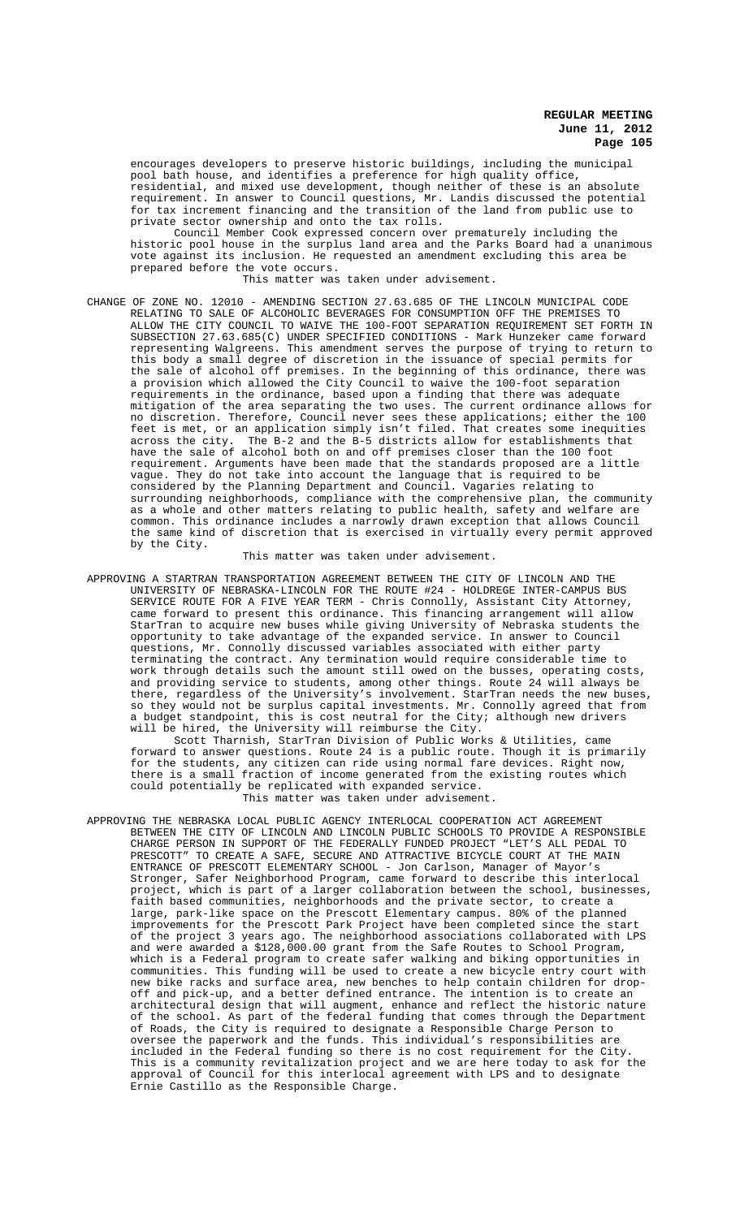encourages developers to preserve historic buildings, including the municipal pool bath house, and identifies a preference for high quality office, residential, and mixed use development, though neither of these is an absolute requirement. In answer to Council questions, Mr. Landis discussed the potential for tax increment financing and the transition of the land from public use to private sector ownership and onto the tax rolls.

Council Member Cook expressed concern over prematurely including the historic pool house in the surplus land area and the Parks Board had a unanimous vote against its inclusion. He requested an amendment excluding this area be prepared before the vote occurs.

This matter was taken under advisement.

CHANGE OF ZONE NO. 12010 - AMENDING SECTION 27.63.685 OF THE LINCOLN MUNICIPAL CODE RELATING TO SALE OF ALCOHOLIC BEVERAGES FOR CONSUMPTION OFF THE PREMISES TO ALLOW THE CITY COUNCIL TO WAIVE THE 100-FOOT SEPARATION REQUIREMENT SET FORTH IN SUBSECTION 27.63.685(C) UNDER SPECIFIED CONDITIONS - Mark Hunzeker came forward representing Walgreens. This amendment serves the purpose of trying to return to this body a small degree of discretion in the issuance of special permits for the sale of alcohol off premises. In the beginning of this ordinance, there was a provision which allowed the City Council to waive the 100-foot separation requirements in the ordinance, based upon a finding that there was adequate mitigation of the area separating the two uses. The current ordinance allows for no discretion. Therefore, Council never sees these applications; either the 100 feet is met, or an application simply isn't filed. That creates some inequities across the city. The B-2 and the B-5 districts allow for establishments that have the sale of alcohol both on and off premises closer than the 100 foot requirement. Arguments have been made that the standards proposed are a little vague. They do not take into account the language that is required to be considered by the Planning Department and Council. Vagaries relating to surrounding neighborhoods, compliance with the comprehensive plan, the community as a whole and other matters relating to public health, safety and welfare are common. This ordinance includes a narrowly drawn exception that allows Council the same kind of discretion that is exercised in virtually every permit approved by the City.

This matter was taken under advisement.

APPROVING A STARTRAN TRANSPORTATION AGREEMENT BETWEEN THE CITY OF LINCOLN AND THE UNIVERSITY OF NEBRASKA-LINCOLN FOR THE ROUTE #24 - HOLDREGE INTER-CAMPUS BUS SERVICE ROUTE FOR A FIVE YEAR TERM - Chris Connolly, Assistant City Attorney, came forward to present this ordinance. This financing arrangement will allow StarTran to acquire new buses while giving University of Nebraska students the opportunity to take advantage of the expanded service. In answer to Council questions, Mr. Connolly discussed variables associated with either party terminating the contract. Any termination would require considerable time to work through details such the amount still owed on the busses, operating costs, and providing service to students, among other things. Route 24 will always be there, regardless of the University's involvement. StarTran needs the new buses, so they would not be surplus capital investments. Mr. Connolly agreed that from a budget standpoint, this is cost neutral for the City; although new drivers will be hired, the University will reimburse the City.

Scott Tharnish, StarTran Division of Public Works & Utilities, came forward to answer questions. Route 24 is a public route. Though it is primarily for the students, any citizen can ride using normal fare devices. Right now, there is a small fraction of income generated from the existing routes which could potentially be replicated with expanded service.

This matter was taken under advisement.

APPROVING THE NEBRASKA LOCAL PUBLIC AGENCY INTERLOCAL COOPERATION ACT AGREEMENT BETWEEN THE CITY OF LINCOLN AND LINCOLN PUBLIC SCHOOLS TO PROVIDE A RESPONSIBLE CHARGE PERSON IN SUPPORT OF THE FEDERALLY FUNDED PROJECT "LET'S ALL PEDAL TO PRESCOTT" TO CREATE A SAFE, SECURE AND ATTRACTIVE BICYCLE COURT AT THE MAIN ENTRANCE OF PRESCOTT ELEMENTARY SCHOOL - Jon Carlson, Manager of Mayor's Stronger, Safer Neighborhood Program, came forward to describe this interlocal project, which is part of a larger collaboration between the school, businesses, faith based communities, neighborhoods and the private sector, to create a large, park-like space on the Prescott Elementary campus. 80% of the planned improvements for the Prescott Park Project have been completed since the start of the project 3 years ago. The neighborhood associations collaborated with LPS and were awarded a $128,000.00 grant from the Safe Routes to School Program, which is a Federal program to create safer walking and biking opportunities in communities. This funding will be used to create a new bicycle entry court with new bike racks and surface area, new benches to help contain children for drop-off and pick-up, and a better defined entrance. The intention is to create an architectural design that will augment, enhance and reflect the historic nature of the school. As part of the federal funding that comes through the Department of Roads, the City is required to designate a Responsible Charge Person to oversee the paperwork and the funds. This individual's responsibilities are included in the Federal funding so there is no cost requirement for the City. This is a community revitalization project and we are here today to ask for the approval of Council for this interlocal agreement with LPS and to designate Ernie Castillo as the Responsible Charge.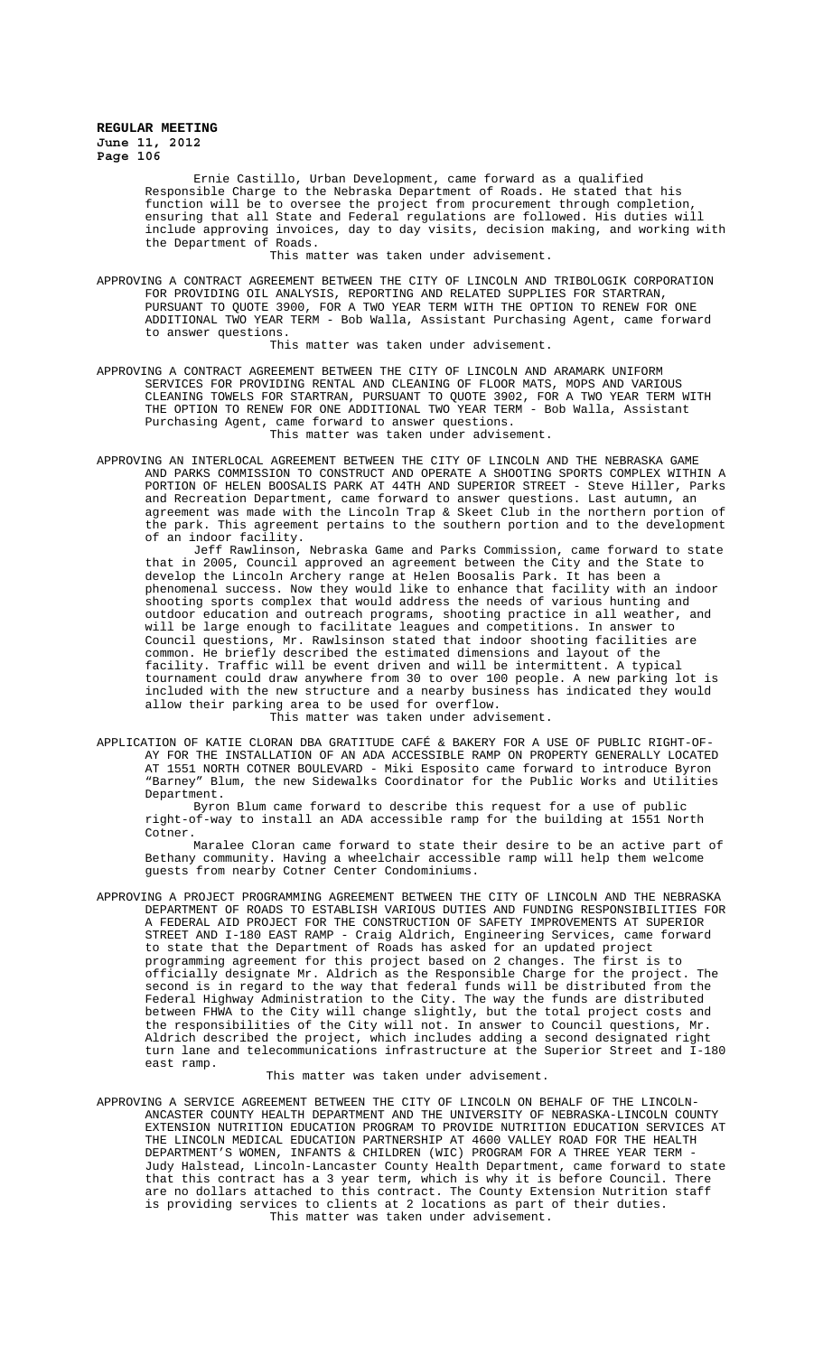Ernie Castillo, Urban Development, came forward as a qualified Responsible Charge to the Nebraska Department of Roads. He stated that his function will be to oversee the project from procurement through completion, ensuring that all State and Federal regulations are followed. His duties will include approving invoices, day to day visits, decision making, and working with the Department of Roads.

This matter was taken under advisement.

APPROVING A CONTRACT AGREEMENT BETWEEN THE CITY OF LINCOLN AND TRIBOLOGIK CORPORATION FOR PROVIDING OIL ANALYSIS, REPORTING AND RELATED SUPPLIES FOR STARTRAN, PURSUANT TO QUOTE 3900, FOR A TWO YEAR TERM WITH THE OPTION TO RENEW FOR ONE ADDITIONAL TWO YEAR TERM - Bob Walla, Assistant Purchasing Agent, came forward to answer questions.

This matter was taken under advisement.

APPROVING A CONTRACT AGREEMENT BETWEEN THE CITY OF LINCOLN AND ARAMARK UNIFORM SERVICES FOR PROVIDING RENTAL AND CLEANING OF FLOOR MATS, MOPS AND VARIOUS CLEANING TOWELS FOR STARTRAN, PURSUANT TO QUOTE 3902, FOR A TWO YEAR TERM WITH THE OPTION TO RENEW FOR ONE ADDITIONAL TWO YEAR TERM - Bob Walla, Assistant Purchasing Agent, came forward to answer questions.

This matter was taken under advisement.

APPROVING AN INTERLOCAL AGREEMENT BETWEEN THE CITY OF LINCOLN AND THE NEBRASKA GAME AND PARKS COMMISSION TO CONSTRUCT AND OPERATE A SHOOTING SPORTS COMPLEX WITHIN A PORTION OF HELEN BOOSALIS PARK AT 44TH AND SUPERIOR STREET - Steve Hiller, Parks and Recreation Department, came forward to answer questions. Last autumn, an agreement was made with the Lincoln Trap & Skeet Club in the northern portion of the park. This agreement pertains to the southern portion and to the development of an indoor facility.

Jeff Rawlinson, Nebraska Game and Parks Commission, came forward to state that in 2005, Council approved an agreement between the City and the State to develop the Lincoln Archery range at Helen Boosalis Park. It has been a phenomenal success. Now they would like to enhance that facility with an indoor shooting sports complex that would address the needs of various hunting and outdoor education and outreach programs, shooting practice in all weather, and will be large enough to facilitate leagues and competitions. In answer to Council questions, Mr. Rawlsinson stated that indoor shooting facilities are common. He briefly described the estimated dimensions and layout of the facility. Traffic will be event driven and will be intermittent. A typical tournament could draw anywhere from 30 to over 100 people. A new parking lot is included with the new structure and a nearby business has indicated they would allow their parking area to be used for overflow.

This matter was taken under advisement.

APPLICATION OF KATIE CLORAN DBA GRATITUDE CAFÉ & BAKERY FOR A USE OF PUBLIC RIGHT-OF-AY FOR THE INSTALLATION OF AN ADA ACCESSIBLE RAMP ON PROPERTY GENERALLY LOCATED AT 1551 NORTH COTNER BOULEVARD - Miki Esposito came forward to introduce Byron "Barney" Blum, the new Sidewalks Coordinator for the Public Works and Utilities Department.

Byron Blum came forward to describe this request for a use of public right-of-way to install an ADA accessible ramp for the building at 1551 North Cotner.

Maralee Cloran came forward to state their desire to be an active part of Bethany community. Having a wheelchair accessible ramp will help them welcome guests from nearby Cotner Center Condominiums.

APPROVING A PROJECT PROGRAMMING AGREEMENT BETWEEN THE CITY OF LINCOLN AND THE NEBRASKA DEPARTMENT OF ROADS TO ESTABLISH VARIOUS DUTIES AND FUNDING RESPONSIBILITIES FOR A FEDERAL AID PROJECT FOR THE CONSTRUCTION OF SAFETY IMPROVEMENTS AT SUPERIOR STREET AND I-180 EAST RAMP - Craig Aldrich, Engineering Services, came forward to state that the Department of Roads has asked for an updated project programming agreement for this project based on 2 changes. The first is to officially designate Mr. Aldrich as the Responsible Charge for the project. The second is in regard to the way that federal funds will be distributed from the Federal Highway Administration to the City. The way the funds are distributed between FHWA to the City will change slightly, but the total project costs and the responsibilities of the City will not. In answer to Council questions, Mr. Aldrich described the project, which includes adding a second designated right turn lane and telecommunications infrastructure at the Superior Street and I-180 east ramp.

This matter was taken under advisement.

APPROVING A SERVICE AGREEMENT BETWEEN THE CITY OF LINCOLN ON BEHALF OF THE LINCOLN-ANCASTER COUNTY HEALTH DEPARTMENT AND THE UNIVERSITY OF NEBRASKA-LINCOLN COUNTY EXTENSION NUTRITION EDUCATION PROGRAM TO PROVIDE NUTRITION EDUCATION SERVICES AT THE LINCOLN MEDICAL EDUCATION PARTNERSHIP AT 4600 VALLEY ROAD FOR THE HEALTH DEPARTMENT'S WOMEN, INFANTS & CHILDREN (WIC) PROGRAM FOR A THREE YEAR TERM - Judy Halstead, Lincoln-Lancaster County Health Department, came forward to state that this contract has a 3 year term, which is why it is before Council. There are no dollars attached to this contract. The County Extension Nutrition staff is providing services to clients at 2 locations as part of their duties.

This matter was taken under advisement.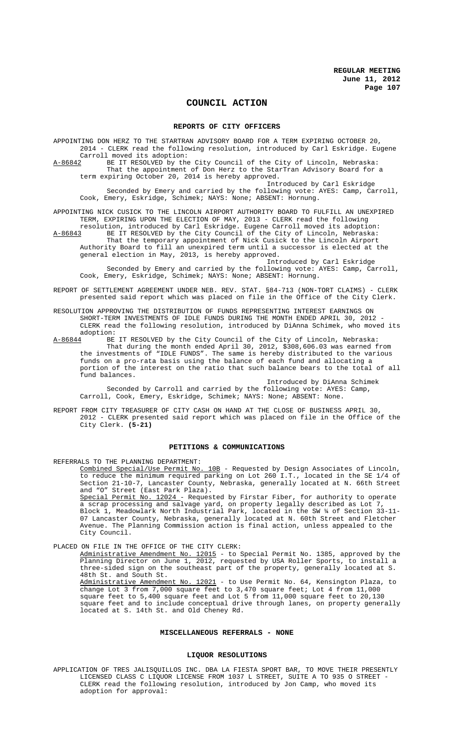# COUNCIL ACTION

## REPORTS OF CITY OFFICERS

APPOINTING DON HERZ TO THE STARTRAN ADVISORY BOARD FOR A TERM EXPIRING OCTOBER 20, 2014 - CLERK read the following resolution, introduced by Carl Eskridge. Eugene Carroll moved its adoption:

A-86842 BE IT RESOLVED by the City Council of the City of Lincoln, Nebraska:
That the appointment of Don Herz to the StarTran Advisory Board for a term expiring October 20, 2014 is hereby approved.

Introduced by Carl Eskridge

Seconded by Emery and carried by the following vote: AYES: Camp, Carroll, Cook, Emery, Eskridge, Schimek; NAYS: None; ABSENT: Hornung.

APPOINTING NICK CUSICK TO THE LINCOLN AIRPORT AUTHORITY BOARD TO FULFILL AN UNEXPIRED TERM, EXPIRING UPON THE ELECTION OF MAY, 2013 - CLERK read the following resolution, introduced by Carl Eskridge. Eugene Carroll moved its adoption:

A-86843 BE IT RESOLVED by the City Council of the City of Lincoln, Nebraska:
That the temporary appointment of Nick Cusick to the Lincoln Airport Authority Board to fill an unexpired term until a successor is elected at the general election in May, 2013, is hereby approved.

Introduced by Carl Eskridge

Seconded by Emery and carried by the following vote: AYES: Camp, Carroll, Cook, Emery, Eskridge, Schimek; NAYS: None; ABSENT: Hornung.

REPORT OF SETTLEMENT AGREEMENT UNDER NEB. REV. STAT. §84-713 (NON-TORT CLAIMS) - CLERK presented said report which was placed on file in the Office of the City Clerk.

RESOLUTION APPROVING THE DISTRIBUTION OF FUNDS REPRESENTING INTEREST EARNINGS ON SHORT-TERM INVESTMENTS OF IDLE FUNDS DURING THE MONTH ENDED APRIL 30, 2012 - CLERK read the following resolution, introduced by DiAnna Schimek, who moved its adoption:

A-86844 BE IT RESOLVED by the City Council of the City of Lincoln, Nebraska:
That during the month ended April 30, 2012, $308,606.03 was earned from the investments of "IDLE FUNDS". The same is hereby distributed to the various funds on a pro-rata basis using the balance of each fund and allocating a portion of the interest on the ratio that such balance bears to the total of all fund balances.

Introduced by DiAnna Schimek

Seconded by Carroll and carried by the following vote: AYES: Camp, Carroll, Cook, Emery, Eskridge, Schimek; NAYS: None; ABSENT: None.

REPORT FROM CITY TREASURER OF CITY CASH ON HAND AT THE CLOSE OF BUSINESS APRIL 30, 2012 - CLERK presented said report which was placed on file in the Office of the City Clerk. **(5-21)**

## PETITIONS & COMMUNICATIONS

REFERRALS TO THE PLANNING DEPARTMENT:

Combined Special/Use Permit No. 10B - Requested by Design Associates of Lincoln, to reduce the minimum required parking on Lot 260 I.T., located in the SE 1/4 of Section 21-10-7, Lancaster County, Nebraska, generally located at N. 66th Street and "O" Street (East Park Plaza).

Special Permit No. 12024 - Requested by Firstar Fiber, for authority to operate a scrap processing and salvage yard, on property legally described as Lot 7, Block 1, Meadowlark North Industrial Park, located in the SW ¼ of Section 33-11-07 Lancaster County, Nebraska, generally located at N. 60th Street and Fletcher Avenue. The Planning Commission action is final action, unless appealed to the City Council.

PLACED ON FILE IN THE OFFICE OF THE CITY CLERK:

Administrative Amendment No. 12015 - to Special Permit No. 1385, approved by the Planning Director on June 1, 2012, requested by USA Roller Sports, to install a three-sided sign on the southeast part of the property, generally located at S. 48th St. and South St.

Administrative Amendment No. 12021 - to Use Permit No. 64, Kensington Plaza, to change Lot 3 from 7,000 square feet to 3,470 square feet; Lot 4 from 11,000 square feet to 5,400 square feet and Lot 5 from 11,000 square feet to 20,130 square feet and to include conceptual drive through lanes, on property generally located at S. 14th St. and Old Cheney Rd.

## MISCELLANEOUS REFERRALS - NONE

## LIQUOR RESOLUTIONS

APPLICATION OF TRES JALISQUILLOS INC. DBA LA FIESTA SPORT BAR, TO MOVE THEIR PRESENTLY LICENSED CLASS C LIQUOR LICENSE FROM 1037 L STREET, SUITE A TO 935 O STREET - CLERK read the following resolution, introduced by Jon Camp, who moved its adoption for approval: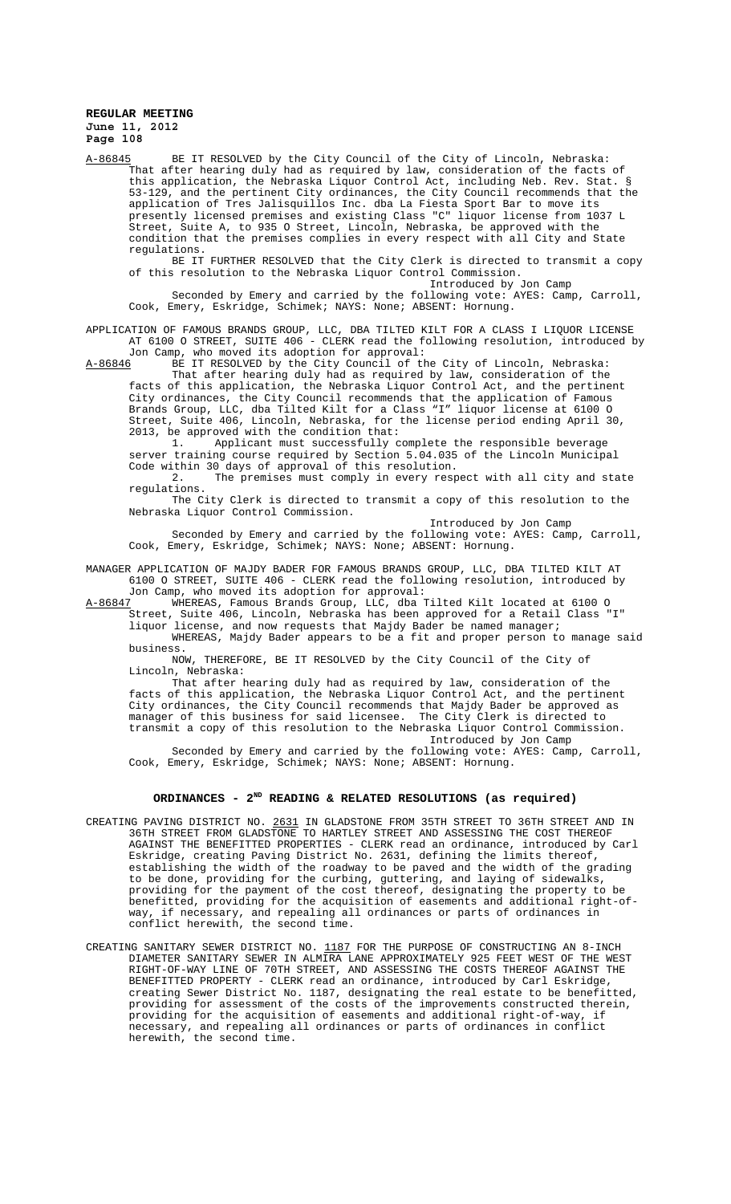A-86845 BE IT RESOLVED by the City Council of the City of Lincoln, Nebraska: That after hearing duly had as required by law, consideration of the facts of this application, the Nebraska Liquor Control Act, including Neb. Rev. Stat. § 53-129, and the pertinent City ordinances, the City Council recommends that the application of Tres Jalisquillos Inc. dba La Fiesta Sport Bar to move its presently licensed premises and existing Class "C" liquor license from 1037 L Street, Suite A, to 935 O Street, Lincoln, Nebraska, be approved with the condition that the premises complies in every respect with all City and State regulations.

BE IT FURTHER RESOLVED that the City Clerk is directed to transmit a copy of this resolution to the Nebraska Liquor Control Commission.

Introduced by Jon Camp

Seconded by Emery and carried by the following vote: AYES: Camp, Carroll, Cook, Emery, Eskridge, Schimek; NAYS: None; ABSENT: Hornung.

APPLICATION OF FAMOUS BRANDS GROUP, LLC, DBA TILTED KILT FOR A CLASS I LIQUOR LICENSE AT 6100 O STREET, SUITE 406 - CLERK read the following resolution, introduced by Jon Camp, who moved its adoption for approval:

A-86846 BE IT RESOLVED by the City Council of the City of Lincoln, Nebraska: That after hearing duly had as required by law, consideration of the facts of this application, the Nebraska Liquor Control Act, and the pertinent City ordinances, the City Council recommends that the application of Famous Brands Group, LLC, dba Tilted Kilt for a Class "I" liquor license at 6100 O Street, Suite 406, Lincoln, Nebraska, for the license period ending April 30, 2013, be approved with the condition that:

1. Applicant must successfully complete the responsible beverage server training course required by Section 5.04.035 of the Lincoln Municipal Code within 30 days of approval of this resolution.
2. The premises must comply in every respect with all city and state regulations.

The City Clerk is directed to transmit a copy of this resolution to the Nebraska Liquor Control Commission.

Introduced by Jon Camp

Seconded by Emery and carried by the following vote: AYES: Camp, Carroll, Cook, Emery, Eskridge, Schimek; NAYS: None; ABSENT: Hornung.

MANAGER APPLICATION OF MAJDY BADER FOR FAMOUS BRANDS GROUP, LLC, DBA TILTED KILT AT 6100 O STREET, SUITE 406 - CLERK read the following resolution, introduced by Jon Camp, who moved its adoption for approval:

A-86847 WHEREAS, Famous Brands Group, LLC, dba Tilted Kilt located at 6100 O Street, Suite 406, Lincoln, Nebraska has been approved for a Retail Class "I" liquor license, and now requests that Majdy Bader be named manager;

WHEREAS, Majdy Bader appears to be a fit and proper person to manage said business.

NOW, THEREFORE, BE IT RESOLVED by the City Council of the City of Lincoln, Nebraska:

That after hearing duly had as required by law, consideration of the facts of this application, the Nebraska Liquor Control Act, and the pertinent City ordinances, the City Council recommends that Majdy Bader be approved as manager of this business for said licensee. The City Clerk is directed to transmit a copy of this resolution to the Nebraska Liquor Control Commission.

Introduced by Jon Camp

Seconded by Emery and carried by the following vote: AYES: Camp, Carroll, Cook, Emery, Eskridge, Schimek; NAYS: None; ABSENT: Hornung.

## ORDINANCES - 2ND READING & RELATED RESOLUTIONS (as required)

CREATING PAVING DISTRICT NO. 2631 IN GLADSTONE FROM 35TH STREET TO 36TH STREET AND IN 36TH STREET FROM GLADSTONE TO HARTLEY STREET AND ASSESSING THE COST THEREOF AGAINST THE BENEFITTED PROPERTIES - CLERK read an ordinance, introduced by Carl Eskridge, creating Paving District No. 2631, defining the limits thereof, establishing the width of the roadway to be paved and the width of the grading to be done, providing for the curbing, guttering, and laying of sidewalks, providing for the payment of the cost thereof, designating the property to be benefitted, providing for the acquisition of easements and additional right-of-way, if necessary, and repealing all ordinances or parts of ordinances in conflict herewith, the second time.

CREATING SANITARY SEWER DISTRICT NO. 1187 FOR THE PURPOSE OF CONSTRUCTING AN 8-INCH DIAMETER SANITARY SEWER IN ALMIRA LANE APPROXIMATELY 925 FEET WEST OF THE WEST RIGHT-OF-WAY LINE OF 70TH STREET, AND ASSESSING THE COSTS THEREOF AGAINST THE BENEFITTED PROPERTY - CLERK read an ordinance, introduced by Carl Eskridge, creating Sewer District No. 1187, designating the real estate to be benefitted, providing for assessment of the costs of the improvements constructed therein, providing for the acquisition of easements and additional right-of-way, if necessary, and repealing all ordinances or parts of ordinances in conflict herewith, the second time.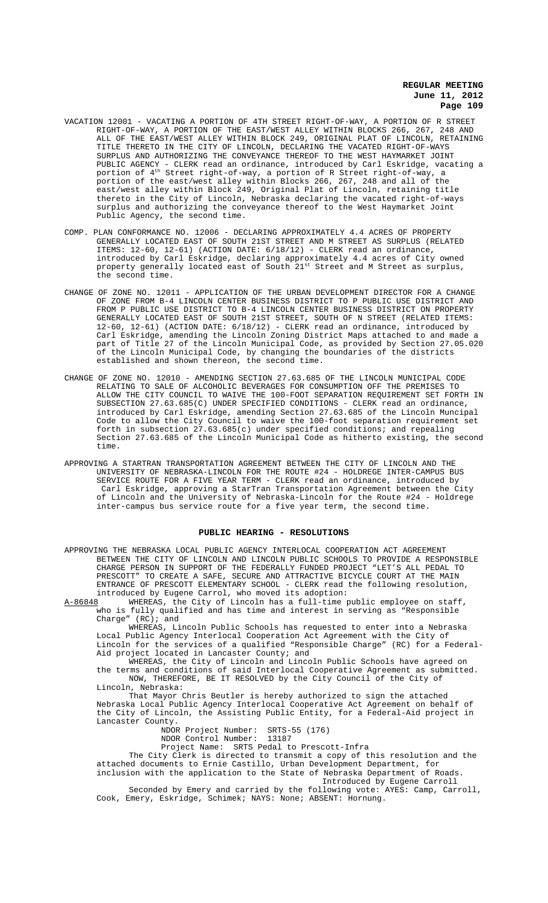VACATION 12001 - VACATING A PORTION OF 4TH STREET RIGHT-OF-WAY, A PORTION OF R STREET RIGHT-OF-WAY, A PORTION OF THE EAST/WEST ALLEY WITHIN BLOCKS 266, 267, 248 AND ALL OF THE EAST/WEST ALLEY WITHIN BLOCK 249, ORIGINAL PLAT OF LINCOLN, RETAINING TITLE THERETO IN THE CITY OF LINCOLN, DECLARING THE VACATED RIGHT-OF-WAYS SURPLUS AND AUTHORIZING THE CONVEYANCE THEREOF TO THE WEST HAYMARKET JOINT PUBLIC AGENCY - CLERK read an ordinance, introduced by Carl Eskridge, vacating a portion of 4th Street right-of-way, a portion of R Street right-of-way, a portion of the east/west alley within Blocks 266, 267, 248 and all of the east/west alley within Block 249, Original Plat of Lincoln, retaining title thereto in the City of Lincoln, Nebraska declaring the vacated right-of-ways surplus and authorizing the conveyance thereof to the West Haymarket Joint Public Agency, the second time.

COMP. PLAN CONFORMANCE NO. 12006 - DECLARING APPROXIMATELY 4.4 ACRES OF PROPERTY GENERALLY LOCATED EAST OF SOUTH 21ST STREET AND M STREET AS SURPLUS (RELATED ITEMS: 12-60, 12-61) (ACTION DATE: 6/18/12) - CLERK read an ordinance, introduced by Carl Eskridge, declaring approximately 4.4 acres of City owned property generally located east of South 21st Street and M Street as surplus, the second time.

CHANGE OF ZONE NO. 12011 - APPLICATION OF THE URBAN DEVELOPMENT DIRECTOR FOR A CHANGE OF ZONE FROM B-4 LINCOLN CENTER BUSINESS DISTRICT TO P PUBLIC USE DISTRICT AND FROM P PUBLIC USE DISTRICT TO B-4 LINCOLN CENTER BUSINESS DISTRICT ON PROPERTY GENERALLY LOCATED EAST OF SOUTH 21ST STREET, SOUTH OF N STREET (RELATED ITEMS: 12-60, 12-61) (ACTION DATE: 6/18/12) - CLERK read an ordinance, introduced by Carl Eskridge, amending the Lincoln Zoning District Maps attached to and made a part of Title 27 of the Lincoln Municipal Code, as provided by Section 27.05.020 of the Lincoln Municipal Code, by changing the boundaries of the districts established and shown thereon, the second time.

CHANGE OF ZONE NO. 12010 - AMENDING SECTION 27.63.685 OF THE LINCOLN MUNICIPAL CODE RELATING TO SALE OF ALCOHOLIC BEVERAGES FOR CONSUMPTION OFF THE PREMISES TO ALLOW THE CITY COUNCIL TO WAIVE THE 100-FOOT SEPARATION REQUIREMENT SET FORTH IN SUBSECTION 27.63.685(C) UNDER SPECIFIED CONDITIONS - CLERK read an ordinance, introduced by Carl Eskridge, amending Section 27.63.685 of the Lincoln Muncipal Code to allow the City Council to waive the 100-foot separation requirement set forth in subsection 27.63.685(c) under specified conditions; and repealing Section 27.63.685 of the Lincoln Municipal Code as hitherto existing, the second time.

APPROVING A STARTRAN TRANSPORTATION AGREEMENT BETWEEN THE CITY OF LINCOLN AND THE UNIVERSITY OF NEBRASKA-LINCOLN FOR THE ROUTE #24 - HOLDREGE INTER-CAMPUS BUS SERVICE ROUTE FOR A FIVE YEAR TERM - CLERK read an ordinance, introduced by Carl Eskridge, approving a StarTran Transportation Agreement between the City of Lincoln and the University of Nebraska-Lincoln for the Route #24 - Holdrege inter-campus bus service route for a five year term, the second time.

## PUBLIC HEARING - RESOLUTIONS

APPROVING THE NEBRASKA LOCAL PUBLIC AGENCY INTERLOCAL COOPERATION ACT AGREEMENT BETWEEN THE CITY OF LINCOLN AND LINCOLN PUBLIC SCHOOLS TO PROVIDE A RESPONSIBLE CHARGE PERSON IN SUPPORT OF THE FEDERALLY FUNDED PROJECT "LET'S ALL PEDAL TO PRESCOTT" TO CREATE A SAFE, SECURE AND ATTRACTIVE BICYCLE COURT AT THE MAIN ENTRANCE OF PRESCOTT ELEMENTARY SCHOOL - CLERK read the following resolution, introduced by Eugene Carrol, who moved its adoption:

A-86848 WHEREAS, the City of Lincoln has a full-time public employee on staff, who is fully qualified and has time and interest in serving as "Responsible Charge" (RC); and

WHEREAS, Lincoln Public Schools has requested to enter into a Nebraska Local Public Agency Interlocal Cooperation Act Agreement with the City of Lincoln for the services of a qualified "Responsible Charge" (RC) for a Federal-Aid project located in Lancaster County; and

WHEREAS, the City of Lincoln and Lincoln Public Schools have agreed on the terms and conditions of said Interlocal Cooperative Agreement as submitted.

NOW, THEREFORE, BE IT RESOLVED by the City Council of the City of Lincoln, Nebraska:

That Mayor Chris Beutler is hereby authorized to sign the attached Nebraska Local Public Agency Interlocal Cooperative Act Agreement on behalf of the City of Lincoln, the Assisting Public Entity, for a Federal-Aid project in Lancaster County.

NDOR Project Number: SRTS-55 (176)
NDOR Control Number: 13187
Project Name: SRTS Pedal to Prescott-Infra

The City Clerk is directed to transmit a copy of this resolution and the attached documents to Ernie Castillo, Urban Development Department, for inclusion with the application to the State of Nebraska Department of Roads.

Introduced by Eugene Carroll

Seconded by Emery and carried by the following vote: AYES: Camp, Carroll, Cook, Emery, Eskridge, Schimek; NAYS: None; ABSENT: Hornung.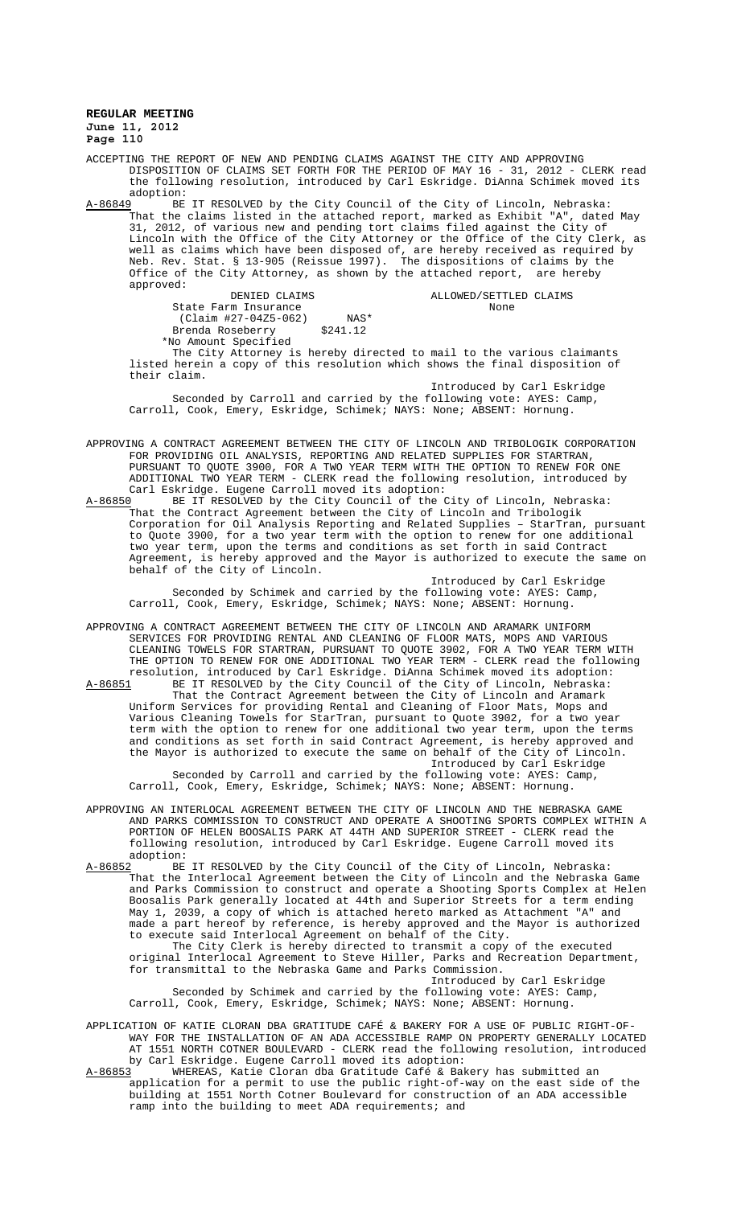ACCEPTING THE REPORT OF NEW AND PENDING CLAIMS AGAINST THE CITY AND APPROVING DISPOSITION OF CLAIMS SET FORTH FOR THE PERIOD OF MAY 16 - 31, 2012 - CLERK read the following resolution, introduced by Carl Eskridge. DiAnna Schimek moved its adoption:

A-86849 BE IT RESOLVED by the City Council of the City of Lincoln, Nebraska: That the claims listed in the attached report, marked as Exhibit "A", dated May 31, 2012, of various new and pending tort claims filed against the City of Lincoln with the Office of the City Attorney or the Office of the City Clerk, as well as claims which have been disposed of, are hereby received as required by Neb. Rev. Stat. § 13-905 (Reissue 1997). The dispositions of claims by the Office of the City Attorney, as shown by the attached report, are hereby approved:

| DENIED CLAIMS | | ALLOWED/SETTLED CLAIMS |
|---|---|---|
| State Farm Insurance | | None |
| (Claim #27-04Z5-062) | NAS* | |
| Brenda Roseberry | $241.12 | |

*No Amount Specified

The City Attorney is hereby directed to mail to the various claimants listed herein a copy of this resolution which shows the final disposition of their claim.

Introduced by Carl Eskridge

Seconded by Carroll and carried by the following vote: AYES: Camp, Carroll, Cook, Emery, Eskridge, Schimek; NAYS: None; ABSENT: Hornung.

APPROVING A CONTRACT AGREEMENT BETWEEN THE CITY OF LINCOLN AND TRIBOLOGIK CORPORATION FOR PROVIDING OIL ANALYSIS, REPORTING AND RELATED SUPPLIES FOR STARTRAN, PURSUANT TO QUOTE 3900, FOR A TWO YEAR TERM WITH THE OPTION TO RENEW FOR ONE ADDITIONAL TWO YEAR TERM - CLERK read the following resolution, introduced by Carl Eskridge. Eugene Carroll moved its adoption:

A-86850 BE IT RESOLVED by the City Council of the City of Lincoln, Nebraska: That the Contract Agreement between the City of Lincoln and Tribologik Corporation for Oil Analysis Reporting and Related Supplies – StarTran, pursuant to Quote 3900, for a two year term with the option to renew for one additional two year term, upon the terms and conditions as set forth in said Contract Agreement, is hereby approved and the Mayor is authorized to execute the same on behalf of the City of Lincoln.

Introduced by Carl Eskridge

Seconded by Schimek and carried by the following vote: AYES: Camp, Carroll, Cook, Emery, Eskridge, Schimek; NAYS: None; ABSENT: Hornung.

APPROVING A CONTRACT AGREEMENT BETWEEN THE CITY OF LINCOLN AND ARAMARK UNIFORM SERVICES FOR PROVIDING RENTAL AND CLEANING OF FLOOR MATS, MOPS AND VARIOUS CLEANING TOWELS FOR STARTRAN, PURSUANT TO QUOTE 3902, FOR A TWO YEAR TERM WITH THE OPTION TO RENEW FOR ONE ADDITIONAL TWO YEAR TERM - CLERK read the following resolution, introduced by Carl Eskridge. DiAnna Schimek moved its adoption:

A-86851 BE IT RESOLVED by the City Council of the City of Lincoln, Nebraska: That the Contract Agreement between the City of Lincoln and Aramark Uniform Services for providing Rental and Cleaning of Floor Mats, Mops and Various Cleaning Towels for StarTran, pursuant to Quote 3902, for a two year term with the option to renew for one additional two year term, upon the terms and conditions as set forth in said Contract Agreement, is hereby approved and the Mayor is authorized to execute the same on behalf of the City of Lincoln.

Introduced by Carl Eskridge

Seconded by Carroll and carried by the following vote: AYES: Camp, Carroll, Cook, Emery, Eskridge, Schimek; NAYS: None; ABSENT: Hornung.

APPROVING AN INTERLOCAL AGREEMENT BETWEEN THE CITY OF LINCOLN AND THE NEBRASKA GAME AND PARKS COMMISSION TO CONSTRUCT AND OPERATE A SHOOTING SPORTS COMPLEX WITHIN A PORTION OF HELEN BOOSALIS PARK AT 44TH AND SUPERIOR STREET - CLERK read the following resolution, introduced by Carl Eskridge. Eugene Carroll moved its adoption:

A-86852 BE IT RESOLVED by the City Council of the City of Lincoln, Nebraska: That the Interlocal Agreement between the City of Lincoln and the Nebraska Game and Parks Commission to construct and operate a Shooting Sports Complex at Helen Boosalis Park generally located at 44th and Superior Streets for a term ending May 1, 2039, a copy of which is attached hereto marked as Attachment "A" and made a part hereof by reference, is hereby approved and the Mayor is authorized to execute said Interlocal Agreement on behalf of the City.

The City Clerk is hereby directed to transmit a copy of the executed original Interlocal Agreement to Steve Hiller, Parks and Recreation Department, for transmittal to the Nebraska Game and Parks Commission.

Introduced by Carl Eskridge

Seconded by Schimek and carried by the following vote: AYES: Camp, Carroll, Cook, Emery, Eskridge, Schimek; NAYS: None; ABSENT: Hornung.

APPLICATION OF KATIE CLORAN DBA GRATITUDE CAFÉ & BAKERY FOR A USE OF PUBLIC RIGHT-OF-WAY FOR THE INSTALLATION OF AN ADA ACCESSIBLE RAMP ON PROPERTY GENERALLY LOCATED AT 1551 NORTH COTNER BOULEVARD - CLERK read the following resolution, introduced by Carl Eskridge. Eugene Carroll moved its adoption:

A-86853 WHEREAS, Katie Cloran dba Gratitude Café & Bakery has submitted an application for a permit to use the public right-of-way on the east side of the building at 1551 North Cotner Boulevard for construction of an ADA accessible ramp into the building to meet ADA requirements; and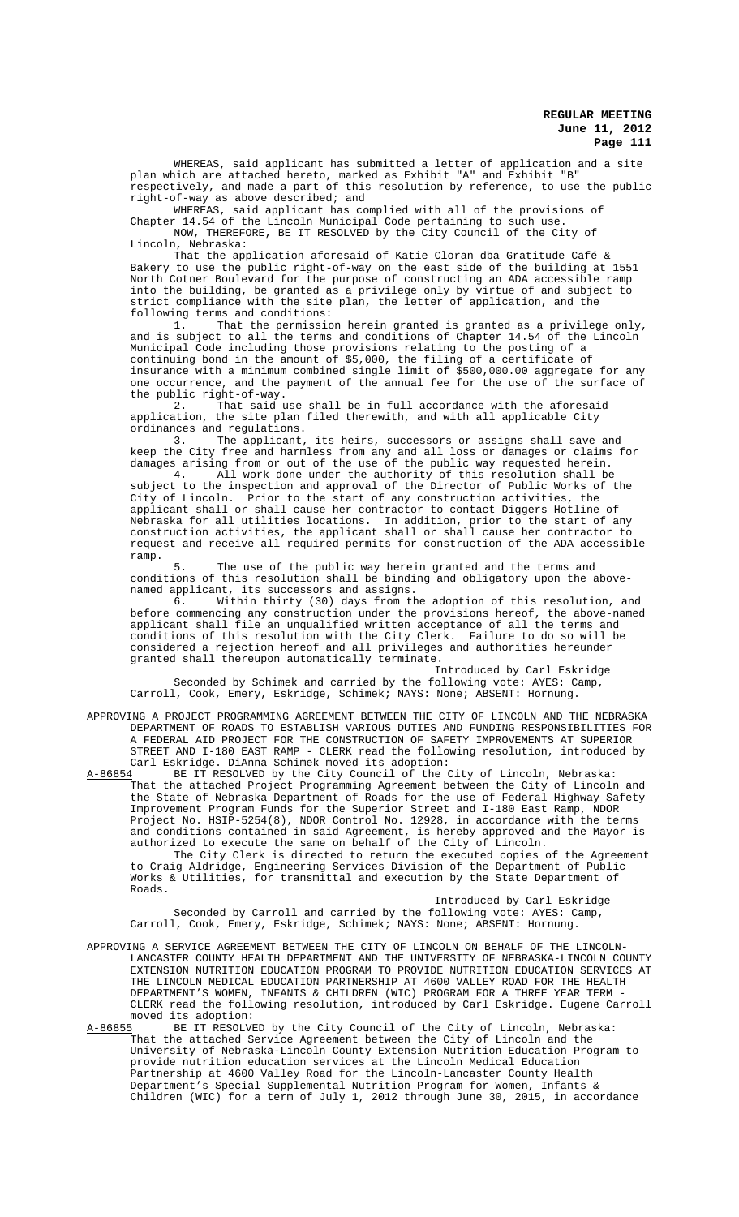WHEREAS, said applicant has submitted a letter of application and a site plan which are attached hereto, marked as Exhibit "A" and Exhibit "B" respectively, and made a part of this resolution by reference, to use the public right-of-way as above described; and

WHEREAS, said applicant has complied with all of the provisions of Chapter 14.54 of the Lincoln Municipal Code pertaining to such use.

NOW, THEREFORE, BE IT RESOLVED by the City Council of the City of Lincoln, Nebraska:

That the application aforesaid of Katie Cloran dba Gratitude Café & Bakery to use the public right-of-way on the east side of the building at 1551 North Cotner Boulevard for the purpose of constructing an ADA accessible ramp into the building, be granted as a privilege only by virtue of and subject to strict compliance with the site plan, the letter of application, and the following terms and conditions:

1. That the permission herein granted is granted as a privilege only, and is subject to all the terms and conditions of Chapter 14.54 of the Lincoln Municipal Code including those provisions relating to the posting of a continuing bond in the amount of $5,000, the filing of a certificate of insurance with a minimum combined single limit of $500,000.00 aggregate for any one occurrence, and the payment of the annual fee for the use of the surface of the public right-of-way.

2. That said use shall be in full accordance with the aforesaid application, the site plan filed therewith, and with all applicable City ordinances and regulations.

3. The applicant, its heirs, successors or assigns shall save and keep the City free and harmless from any and all loss or damages or claims for damages arising from or out of the use of the public way requested herein.

4. All work done under the authority of this resolution shall be subject to the inspection and approval of the Director of Public Works of the City of Lincoln. Prior to the start of any construction activities, the applicant shall or shall cause her contractor to contact Diggers Hotline of Nebraska for all utilities locations. In addition, prior to the start of any construction activities, the applicant shall or shall cause her contractor to request and receive all required permits for construction of the ADA accessible ramp.

5. The use of the public way herein granted and the terms and conditions of this resolution shall be binding and obligatory upon the above-named applicant, its successors and assigns.

6. Within thirty (30) days from the adoption of this resolution, and before commencing any construction under the provisions hereof, the above-named applicant shall file an unqualified written acceptance of all the terms and conditions of this resolution with the City Clerk. Failure to do so will be considered a rejection hereof and all privileges and authorities hereunder granted shall thereupon automatically terminate.

Introduced by Carl Eskridge

Seconded by Schimek and carried by the following vote: AYES: Camp, Carroll, Cook, Emery, Eskridge, Schimek; NAYS: None; ABSENT: Hornung.

APPROVING A PROJECT PROGRAMMING AGREEMENT BETWEEN THE CITY OF LINCOLN AND THE NEBRASKA DEPARTMENT OF ROADS TO ESTABLISH VARIOUS DUTIES AND FUNDING RESPONSIBILITIES FOR A FEDERAL AID PROJECT FOR THE CONSTRUCTION OF SAFETY IMPROVEMENTS AT SUPERIOR STREET AND I-180 EAST RAMP - CLERK read the following resolution, introduced by Carl Eskridge. DiAnna Schimek moved its adoption:

A-86854 BE IT RESOLVED by the City Council of the City of Lincoln, Nebraska: That the attached Project Programming Agreement between the City of Lincoln and the State of Nebraska Department of Roads for the use of Federal Highway Safety Improvement Program Funds for the Superior Street and I-180 East Ramp, NDOR Project No. HSIP-5254(8), NDOR Control No. 12928, in accordance with the terms and conditions contained in said Agreement, is hereby approved and the Mayor is authorized to execute the same on behalf of the City of Lincoln.

The City Clerk is directed to return the executed copies of the Agreement to Craig Aldridge, Engineering Services Division of the Department of Public Works & Utilities, for transmittal and execution by the State Department of Roads.

Introduced by Carl Eskridge

Seconded by Carroll and carried by the following vote: AYES: Camp, Carroll, Cook, Emery, Eskridge, Schimek; NAYS: None; ABSENT: Hornung.

APPROVING A SERVICE AGREEMENT BETWEEN THE CITY OF LINCOLN ON BEHALF OF THE LINCOLN-LANCASTER COUNTY HEALTH DEPARTMENT AND THE UNIVERSITY OF NEBRASKA-LINCOLN COUNTY EXTENSION NUTRITION EDUCATION PROGRAM TO PROVIDE NUTRITION EDUCATION SERVICES AT THE LINCOLN MEDICAL EDUCATION PARTNERSHIP AT 4600 VALLEY ROAD FOR THE HEALTH DEPARTMENT'S WOMEN, INFANTS & CHILDREN (WIC) PROGRAM FOR A THREE YEAR TERM - CLERK read the following resolution, introduced by Carl Eskridge. Eugene Carroll moved its adoption:

A-86855 BE IT RESOLVED by the City Council of the City of Lincoln, Nebraska: That the attached Service Agreement between the City of Lincoln and the University of Nebraska-Lincoln County Extension Nutrition Education Program to provide nutrition education services at the Lincoln Medical Education Partnership at 4600 Valley Road for the Lincoln-Lancaster County Health Department's Special Supplemental Nutrition Program for Women, Infants & Children (WIC) for a term of July 1, 2012 through June 30, 2015, in accordance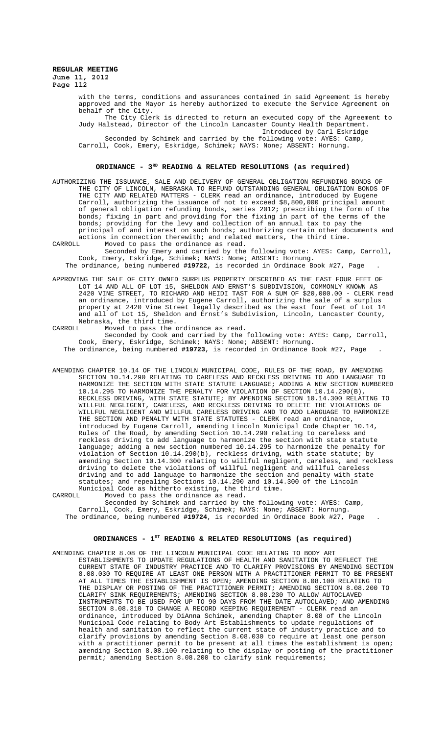with the terms, conditions and assurances contained in said Agreement is hereby approved and the Mayor is hereby authorized to execute the Service Agreement on behalf of the City.

The City Clerk is directed to return an executed copy of the Agreement to Judy Halstead, Director of the Lincoln Lancaster County Health Department.

Introduced by Carl Eskridge

Seconded by Schimek and carried by the following vote: AYES: Camp, Carroll, Cook, Emery, Eskridge, Schimek; NAYS: None; ABSENT: Hornung.

## ORDINANCE - 3RD READING & RELATED RESOLUTIONS (as required)

AUTHORIZING THE ISSUANCE, SALE AND DELIVERY OF GENERAL OBLIGATION REFUNDING BONDS OF THE CITY OF LINCOLN, NEBRASKA TO REFUND OUTSTANDING GENERAL OBLIGATION BONDS OF THE CITY AND RELATED MATTERS - CLERK read an ordinance, introduced by Eugene Carroll, authorizing the issuance of not to exceed $8,800,000 principal amount of general obligation refunding bonds, series 2012; prescribing the form of the bonds; fixing in part and providing for the fixing in part of the terms of the bonds; providing for the levy and collection of an annual tax to pay the principal of and interest on such bonds; authorizing certain other documents and actions in connection therewith; and related matters, the third time.

CARROLL Moved to pass the ordinance as read.

Seconded by Emery and carried by the following vote: AYES: Camp, Carroll, Cook, Emery, Eskridge, Schimek; NAYS: None; ABSENT: Hornung.

The ordinance, being numbered **#19722**, is recorded in Ordinace Book #27, Page .

APPROVING THE SALE OF CITY OWNED SURPLUS PROPERTY DESCRIBED AS THE EAST FOUR FEET OF LOT 14 AND ALL OF LOT 15, SHELDON AND ERNST'S SUBDIVISION, COMMONLY KNOWN AS 2420 VINE STREET, TO RICHARD AND HEIDI TAST FOR A SUM OF $20,000.00 - CLERK read an ordinance, introduced by Eugene Carroll, authorizing the sale of a surplus property at 2420 Vine Street legally described as the east four feet of Lot 14 and all of Lot 15, Sheldon and Ernst's Subdivision, Lincoln, Lancaster County, Nebraska, the third time.

CARROLL Moved to pass the ordinance as read.

Seconded by Cook and carried by the following vote: AYES: Camp, Carroll, Cook, Emery, Eskridge, Schimek; NAYS: None; ABSENT: Hornung.

The ordinance, being numbered **#19723**, is recorded in Ordinance Book #27, Page .

AMENDING CHAPTER 10.14 OF THE LINCOLN MUNICIPAL CODE, RULES OF THE ROAD, BY AMENDING SECTION 10.14.290 RELATING TO CARELESS AND RECKLESS DRIVING TO ADD LANGUAGE TO HARMONIZE THE SECTION WITH STATE STATUTE LANGUAGE; ADDING A NEW SECTION NUMBERED 10.14.295 TO HARMONIZE THE PENALTY FOR VIOLATION OF SECTION 10.14.290(B), RECKLESS DRIVING, WITH STATE STATUTE; BY AMENDING SECTION 10.14.300 RELATING TO WILLFUL NEGLIGENT, CARELESS, AND RECKLESS DRIVING TO DELETE THE VIOLATIONS OF WILLFUL NEGLIGENT AND WILLFUL CARELESS DRIVING AND TO ADD LANGUAGE TO HARMONIZE THE SECTION AND PENALTY WITH STATE STATUTES - CLERK read an ordinance, introduced by Eugene Carroll, amending Lincoln Municipal Code Chapter 10.14, Rules of the Road, by amending Section 10.14.290 relating to careless and reckless driving to add language to harmonize the section with state statute language; adding a new section numbered 10.14.295 to harmonize the penalty for violation of Section 10.14.290(b), reckless driving, with state statute; by amending Section 10.14.300 relating to willful negligent, careless, and reckless driving to delete the violations of willful negligent and willful careless driving and to add language to harmonize the section and penalty with state statutes; and repealing Sections 10.14.290 and 10.14.300 of the Lincoln Municipal Code as hitherto existing, the third time.

CARROLL Moved to pass the ordinance as read.

Seconded by Schimek and carried by the following vote: AYES: Camp, Carroll, Cook, Emery, Eskridge, Schimek; NAYS: None; ABSENT: Hornung.

The ordinance, being numbered **#19724**, is recorded in Ordinance Book #27, Page .

## ORDINANCES - 1ST READING & RELATED RESOLUTIONS (as required)

AMENDING CHAPTER 8.08 OF THE LINCOLN MUNICIPAL CODE RELATING TO BODY ART ESTABLISHMENTS TO UPDATE REGULATIONS OF HEALTH AND SANITATION TO REFLECT THE CURRENT STATE OF INDUSTRY PRACTICE AND TO CLARIFY PROVISIONS BY AMENDING SECTION 8.08.030 TO REQUIRE AT LEAST ONE PERSON WITH A PRACTITIONER PERMIT TO BE PRESENT AT ALL TIMES THE ESTABLISHMENT IS OPEN; AMENDING SECTION 8.08.100 RELATING TO THE DISPLAY OR POSTING OF THE PRACTITIONER PERMIT; AMENDING SECTION 8.08.200 TO CLARIFY SINK REQUIREMENTS; AMENDING SECTION 8.08.230 TO ALLOW AUTOCLAVED INSTRUMENTS TO BE USED FOR UP TO 90 DAYS FROM THE DATE AUTOCLAVED; AND AMENDING SECTION 8.08.310 TO CHANGE A RECORD KEEPING REQUIREMENT - CLERK read an ordinance, introduced by DiAnna Schimek, amending Chapter 8.08 of the Lincoln Municipal Code relating to Body Art Establishments to update regulations of health and sanitation to reflect the current state of industry practice and to clarify provisions by amending Section 8.08.030 to require at least one person with a practitioner permit to be present at all times the establishment is open; amending Section 8.08.100 relating to the display or posting of the practitioner permit; amending Section 8.08.200 to clarify sink requirements;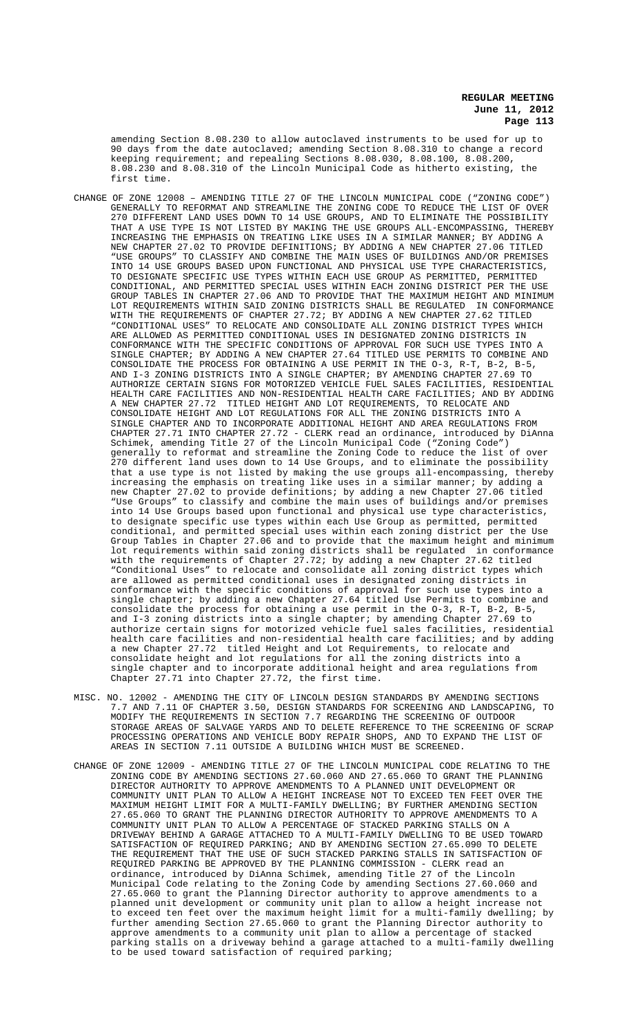amending Section 8.08.230 to allow autoclaved instruments to be used for up to 90 days from the date autoclaved; amending Section 8.08.310 to change a record keeping requirement; and repealing Sections 8.08.030, 8.08.100, 8.08.200, 8.08.230 and 8.08.310 of the Lincoln Municipal Code as hitherto existing, the first time.

CHANGE OF ZONE 12008 – AMENDING TITLE 27 OF THE LINCOLN MUNICIPAL CODE ("ZONING CODE") GENERALLY TO REFORMAT AND STREAMLINE THE ZONING CODE TO REDUCE THE LIST OF OVER 270 DIFFERENT LAND USES DOWN TO 14 USE GROUPS, AND TO ELIMINATE THE POSSIBILITY THAT A USE TYPE IS NOT LISTED BY MAKING THE USE GROUPS ALL-ENCOMPASSING, THEREBY INCREASING THE EMPHASIS ON TREATING LIKE USES IN A SIMILAR MANNER; BY ADDING A NEW CHAPTER 27.02 TO PROVIDE DEFINITIONS; BY ADDING A NEW CHAPTER 27.06 TITLED "USE GROUPS" TO CLASSIFY AND COMBINE THE MAIN USES OF BUILDINGS AND/OR PREMISES INTO 14 USE GROUPS BASED UPON FUNCTIONAL AND PHYSICAL USE TYPE CHARACTERISTICS, TO DESIGNATE SPECIFIC USE TYPES WITHIN EACH USE GROUP AS PERMITTED, PERMITTED CONDITIONAL, AND PERMITTED SPECIAL USES WITHIN EACH ZONING DISTRICT PER THE USE GROUP TABLES IN CHAPTER 27.06 AND TO PROVIDE THAT THE MAXIMUM HEIGHT AND MINIMUM LOT REQUIREMENTS WITHIN SAID ZONING DISTRICTS SHALL BE REGULATED IN CONFORMANCE WITH THE REQUIREMENTS OF CHAPTER 27.72; BY ADDING A NEW CHAPTER 27.62 TITLED "CONDITIONAL USES" TO RELOCATE AND CONSOLIDATE ALL ZONING DISTRICT TYPES WHICH ARE ALLOWED AS PERMITTED CONDITIONAL USES IN DESIGNATED ZONING DISTRICTS IN CONFORMANCE WITH THE SPECIFIC CONDITIONS OF APPROVAL FOR SUCH USE TYPES INTO A SINGLE CHAPTER; BY ADDING A NEW CHAPTER 27.64 TITLED USE PERMITS TO COMBINE AND CONSOLIDATE THE PROCESS FOR OBTAINING A USE PERMIT IN THE O-3, R-T, B-2, B-5, AND I-3 ZONING DISTRICTS INTO A SINGLE CHAPTER; BY AMENDING CHAPTER 27.69 TO AUTHORIZE CERTAIN SIGNS FOR MOTORIZED VEHICLE FUEL SALES FACILITIES, RESIDENTIAL HEALTH CARE FACILITIES AND NON-RESIDENTIAL HEALTH CARE FACILITIES; AND BY ADDING A NEW CHAPTER 27.72 TITLED HEIGHT AND LOT REQUIREMENTS, TO RELOCATE AND CONSOLIDATE HEIGHT AND LOT REGULATIONS FOR ALL THE ZONING DISTRICTS INTO A SINGLE CHAPTER AND TO INCORPORATE ADDITIONAL HEIGHT AND AREA REGULATIONS FROM CHAPTER 27.71 INTO CHAPTER 27.72 - CLERK read an ordinance, introduced by DiAnna Schimek, amending Title 27 of the Lincoln Municipal Code ("Zoning Code") generally to reformat and streamline the Zoning Code to reduce the list of over 270 different land uses down to 14 Use Groups, and to eliminate the possibility that a use type is not listed by making the use groups all-encompassing, thereby increasing the emphasis on treating like uses in a similar manner; by adding a new Chapter 27.02 to provide definitions; by adding a new Chapter 27.06 titled "Use Groups" to classify and combine the main uses of buildings and/or premises into 14 Use Groups based upon functional and physical use type characteristics, to designate specific use types within each Use Group as permitted, permitted conditional, and permitted special uses within each zoning district per the Use Group Tables in Chapter 27.06 and to provide that the maximum height and minimum lot requirements within said zoning districts shall be regulated in conformance with the requirements of Chapter 27.72; by adding a new Chapter 27.62 titled "Conditional Uses" to relocate and consolidate all zoning district types which are allowed as permitted conditional uses in designated zoning districts in conformance with the specific conditions of approval for such use types into a single chapter; by adding a new Chapter 27.64 titled Use Permits to combine and consolidate the process for obtaining a use permit in the O-3, R-T, B-2, B-5, and I-3 zoning districts into a single chapter; by amending Chapter 27.69 to authorize certain signs for motorized vehicle fuel sales facilities, residential health care facilities and non-residential health care facilities; and by adding a new Chapter 27.72 titled Height and Lot Requirements, to relocate and consolidate height and lot regulations for all the zoning districts into a single chapter and to incorporate additional height and area regulations from Chapter 27.71 into Chapter 27.72, the first time.

MISC. NO. 12002 - AMENDING THE CITY OF LINCOLN DESIGN STANDARDS BY AMENDING SECTIONS 7.7 AND 7.11 OF CHAPTER 3.50, DESIGN STANDARDS FOR SCREENING AND LANDSCAPING, TO MODIFY THE REQUIREMENTS IN SECTION 7.7 REGARDING THE SCREENING OF OUTDOOR STORAGE AREAS OF SALVAGE YARDS AND TO DELETE REFERENCE TO THE SCREENING OF SCRAP PROCESSING OPERATIONS AND VEHICLE BODY REPAIR SHOPS, AND TO EXPAND THE LIST OF AREAS IN SECTION 7.11 OUTSIDE A BUILDING WHICH MUST BE SCREENED.

CHANGE OF ZONE 12009 - AMENDING TITLE 27 OF THE LINCOLN MUNICIPAL CODE RELATING TO THE ZONING CODE BY AMENDING SECTIONS 27.60.060 AND 27.65.060 TO GRANT THE PLANNING DIRECTOR AUTHORITY TO APPROVE AMENDMENTS TO A PLANNED UNIT DEVELOPMENT OR COMMUNITY UNIT PLAN TO ALLOW A HEIGHT INCREASE NOT TO EXCEED TEN FEET OVER THE MAXIMUM HEIGHT LIMIT FOR A MULTI-FAMILY DWELLING; BY FURTHER AMENDING SECTION 27.65.060 TO GRANT THE PLANNING DIRECTOR AUTHORITY TO APPROVE AMENDMENTS TO A COMMUNITY UNIT PLAN TO ALLOW A PERCENTAGE OF STACKED PARKING STALLS ON A DRIVEWAY BEHIND A GARAGE ATTACHED TO A MULTI-FAMILY DWELLING TO BE USED TOWARD SATISFACTION OF REQUIRED PARKING; AND BY AMENDING SECTION 27.65.090 TO DELETE THE REQUIREMENT THAT THE USE OF SUCH STACKED PARKING STALLS IN SATISFACTION OF REQUIRED PARKING BE APPROVED BY THE PLANNING COMMISSION - CLERK read an ordinance, introduced by DiAnna Schimek, amending Title 27 of the Lincoln Municipal Code relating to the Zoning Code by amending Sections 27.60.060 and 27.65.060 to grant the Planning Director authority to approve amendments to a planned unit development or community unit plan to allow a height increase not to exceed ten feet over the maximum height limit for a multi-family dwelling; by further amending Section 27.65.060 to grant the Planning Director authority to approve amendments to a community unit plan to allow a percentage of stacked parking stalls on a driveway behind a garage attached to a multi-family dwelling to be used toward satisfaction of required parking;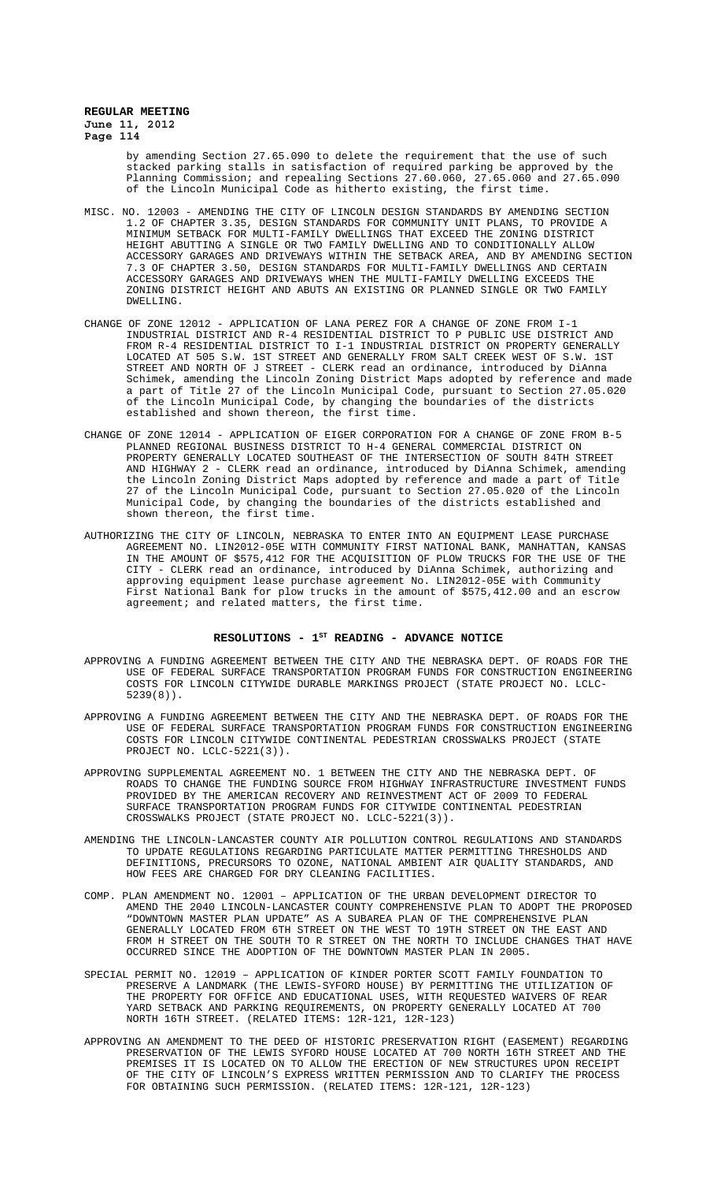by amending Section 27.65.090 to delete the requirement that the use of such stacked parking stalls in satisfaction of required parking be approved by the Planning Commission; and repealing Sections 27.60.060, 27.65.060 and 27.65.090 of the Lincoln Municipal Code as hitherto existing, the first time.

MISC. NO. 12003 - AMENDING THE CITY OF LINCOLN DESIGN STANDARDS BY AMENDING SECTION 1.2 OF CHAPTER 3.35, DESIGN STANDARDS FOR COMMUNITY UNIT PLANS, TO PROVIDE A MINIMUM SETBACK FOR MULTI-FAMILY DWELLINGS THAT EXCEED THE ZONING DISTRICT HEIGHT ABUTTING A SINGLE OR TWO FAMILY DWELLING AND TO CONDITIONALLY ALLOW ACCESSORY GARAGES AND DRIVEWAYS WITHIN THE SETBACK AREA, AND BY AMENDING SECTION 7.3 OF CHAPTER 3.50, DESIGN STANDARDS FOR MULTI-FAMILY DWELLINGS AND CERTAIN ACCESSORY GARAGES AND DRIVEWAYS WHEN THE MULTI-FAMILY DWELLING EXCEEDS THE ZONING DISTRICT HEIGHT AND ABUTS AN EXISTING OR PLANNED SINGLE OR TWO FAMILY DWELLING.

CHANGE OF ZONE 12012 - APPLICATION OF LANA PEREZ FOR A CHANGE OF ZONE FROM I-1 INDUSTRIAL DISTRICT AND R-4 RESIDENTIAL DISTRICT TO P PUBLIC USE DISTRICT AND FROM R-4 RESIDENTIAL DISTRICT TO I-1 INDUSTRIAL DISTRICT ON PROPERTY GENERALLY LOCATED AT 505 S.W. 1ST STREET AND GENERALLY FROM SALT CREEK WEST OF S.W. 1ST STREET AND NORTH OF J STREET - CLERK read an ordinance, introduced by DiAnna Schimek, amending the Lincoln Zoning District Maps adopted by reference and made a part of Title 27 of the Lincoln Municipal Code, pursuant to Section 27.05.020 of the Lincoln Municipal Code, by changing the boundaries of the districts established and shown thereon, the first time.

CHANGE OF ZONE 12014 - APPLICATION OF EIGER CORPORATION FOR A CHANGE OF ZONE FROM B-5 PLANNED REGIONAL BUSINESS DISTRICT TO H-4 GENERAL COMMERCIAL DISTRICT ON PROPERTY GENERALLY LOCATED SOUTHEAST OF THE INTERSECTION OF SOUTH 84TH STREET AND HIGHWAY 2 - CLERK read an ordinance, introduced by DiAnna Schimek, amending the Lincoln Zoning District Maps adopted by reference and made a part of Title 27 of the Lincoln Municipal Code, pursuant to Section 27.05.020 of the Lincoln Municipal Code, by changing the boundaries of the districts established and shown thereon, the first time.

AUTHORIZING THE CITY OF LINCOLN, NEBRASKA TO ENTER INTO AN EQUIPMENT LEASE PURCHASE AGREEMENT NO. LIN2012-05E WITH COMMUNITY FIRST NATIONAL BANK, MANHATTAN, KANSAS IN THE AMOUNT OF $575,412 FOR THE ACQUISITION OF PLOW TRUCKS FOR THE USE OF THE CITY - CLERK read an ordinance, introduced by DiAnna Schimek, authorizing and approving equipment lease purchase agreement No. LIN2012-05E with Community First National Bank for plow trucks in the amount of $575,412.00 and an escrow agreement; and related matters, the first time.

## RESOLUTIONS - 1ST READING - ADVANCE NOTICE

APPROVING A FUNDING AGREEMENT BETWEEN THE CITY AND THE NEBRASKA DEPT. OF ROADS FOR THE USE OF FEDERAL SURFACE TRANSPORTATION PROGRAM FUNDS FOR CONSTRUCTION ENGINEERING COSTS FOR LINCOLN CITYWIDE DURABLE MARKINGS PROJECT (STATE PROJECT NO. LCLC-5239(8)).

APPROVING A FUNDING AGREEMENT BETWEEN THE CITY AND THE NEBRASKA DEPT. OF ROADS FOR THE USE OF FEDERAL SURFACE TRANSPORTATION PROGRAM FUNDS FOR CONSTRUCTION ENGINEERING COSTS FOR LINCOLN CITYWIDE CONTINENTAL PEDESTRIAN CROSSWALKS PROJECT (STATE PROJECT NO. LCLC-5221(3)).

APPROVING SUPPLEMENTAL AGREEMENT NO. 1 BETWEEN THE CITY AND THE NEBRASKA DEPT. OF ROADS TO CHANGE THE FUNDING SOURCE FROM HIGHWAY INFRASTRUCTURE INVESTMENT FUNDS PROVIDED BY THE AMERICAN RECOVERY AND REINVESTMENT ACT OF 2009 TO FEDERAL SURFACE TRANSPORTATION PROGRAM FUNDS FOR CITYWIDE CONTINENTAL PEDESTRIAN CROSSWALKS PROJECT (STATE PROJECT NO. LCLC-5221(3)).

AMENDING THE LINCOLN-LANCASTER COUNTY AIR POLLUTION CONTROL REGULATIONS AND STANDARDS TO UPDATE REGULATIONS REGARDING PARTICULATE MATTER PERMITTING THRESHOLDS AND DEFINITIONS, PRECURSORS TO OZONE, NATIONAL AMBIENT AIR QUALITY STANDARDS, AND HOW FEES ARE CHARGED FOR DRY CLEANING FACILITIES.

COMP. PLAN AMENDMENT NO. 12001 – APPLICATION OF THE URBAN DEVELOPMENT DIRECTOR TO AMEND THE 2040 LINCOLN-LANCASTER COUNTY COMPREHENSIVE PLAN TO ADOPT THE PROPOSED "DOWNTOWN MASTER PLAN UPDATE" AS A SUBAREA PLAN OF THE COMPREHENSIVE PLAN GENERALLY LOCATED FROM 6TH STREET ON THE WEST TO 19TH STREET ON THE EAST AND FROM H STREET ON THE SOUTH TO R STREET ON THE NORTH TO INCLUDE CHANGES THAT HAVE OCCURRED SINCE THE ADOPTION OF THE DOWNTOWN MASTER PLAN IN 2005.

SPECIAL PERMIT NO. 12019 – APPLICATION OF KINDER PORTER SCOTT FAMILY FOUNDATION TO PRESERVE A LANDMARK (THE LEWIS-SYFORD HOUSE) BY PERMITTING THE UTILIZATION OF THE PROPERTY FOR OFFICE AND EDUCATIONAL USES, WITH REQUESTED WAIVERS OF REAR YARD SETBACK AND PARKING REQUIREMENTS, ON PROPERTY GENERALLY LOCATED AT 700 NORTH 16TH STREET. (RELATED ITEMS: 12R-121, 12R-123)

APPROVING AN AMENDMENT TO THE DEED OF HISTORIC PRESERVATION RIGHT (EASEMENT) REGARDING PRESERVATION OF THE LEWIS SYFORD HOUSE LOCATED AT 700 NORTH 16TH STREET AND THE PREMISES IT IS LOCATED ON TO ALLOW THE ERECTION OF NEW STRUCTURES UPON RECEIPT OF THE CITY OF LINCOLN'S EXPRESS WRITTEN PERMISSION AND TO CLARIFY THE PROCESS FOR OBTAINING SUCH PERMISSION. (RELATED ITEMS: 12R-121, 12R-123)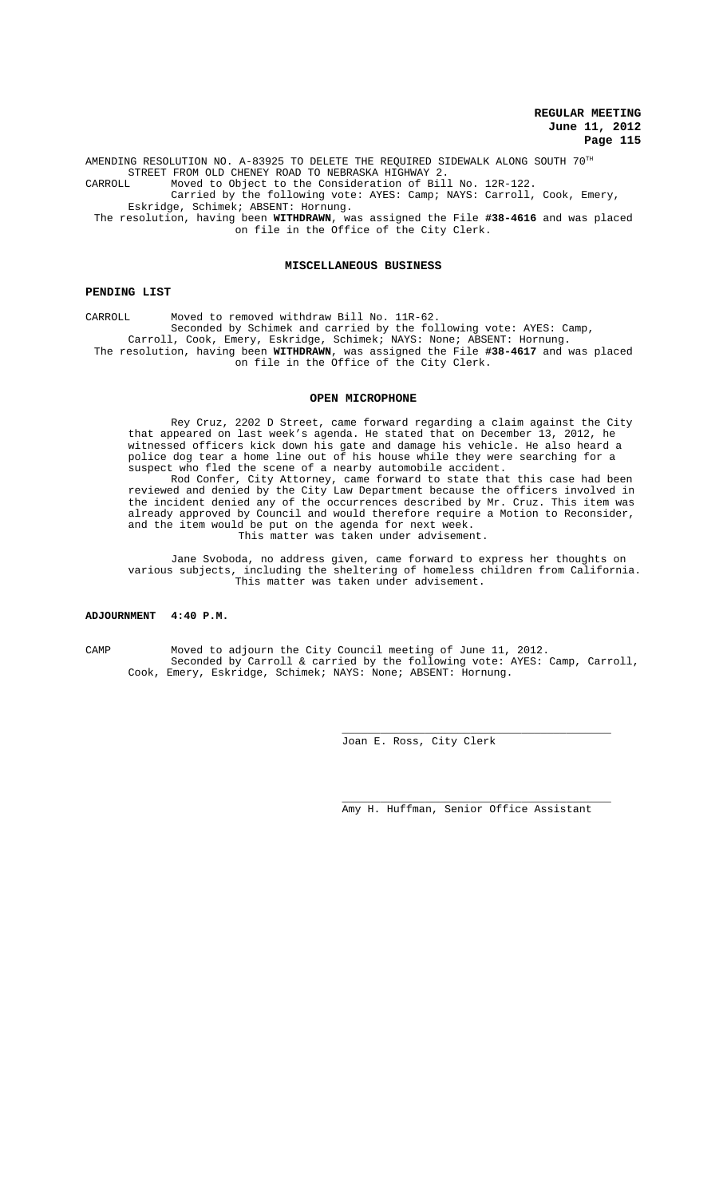AMENDING RESOLUTION NO. A-83925 TO DELETE THE REQUIRED SIDEWALK ALONG SOUTH 70TH STREET FROM OLD CHENEY ROAD TO NEBRASKA HIGHWAY 2.

CARROLL Moved to Object to the Consideration of Bill No. 12R-122.
Carried by the following vote: AYES: Camp; NAYS: Carroll, Cook, Emery, Eskridge, Schimek; ABSENT: Hornung.
The resolution, having been **WITHDRAWN**, was assigned the File **#38-4616** and was placed on file in the Office of the City Clerk.

## MISCELLANEOUS BUSINESS

### PENDING LIST

CARROLL Moved to removed withdraw Bill No. 11R-62.
Seconded by Schimek and carried by the following vote: AYES: Camp, Carroll, Cook, Emery, Eskridge, Schimek; NAYS: None; ABSENT: Hornung.
The resolution, having been **WITHDRAWN**, was assigned the File **#38-4617** and was placed on file in the Office of the City Clerk.

## OPEN MICROPHONE

Rey Cruz, 2202 D Street, came forward regarding a claim against the City that appeared on last week's agenda. He stated that on December 13, 2012, he witnessed officers kick down his gate and damage his vehicle. He also heard a police dog tear a home line out of his house while they were searching for a suspect who fled the scene of a nearby automobile accident.

Rod Confer, City Attorney, came forward to state that this case had been reviewed and denied by the City Law Department because the officers involved in the incident denied any of the occurrences described by Mr. Cruz. This item was already approved by Council and would therefore require a Motion to Reconsider, and the item would be put on the agenda for next week.
This matter was taken under advisement.

Jane Svoboda, no address given, came forward to express her thoughts on various subjects, including the sheltering of homeless children from California.
This matter was taken under advisement.

**ADJOURNMENT 4:40 P.M.**

CAMP Moved to adjourn the City Council meeting of June 11, 2012.
Seconded by Carroll & carried by the following vote: AYES: Camp, Carroll, Cook, Emery, Eskridge, Schimek; NAYS: None; ABSENT: Hornung.

Joan E. Ross, City Clerk

Amy H. Huffman, Senior Office Assistant